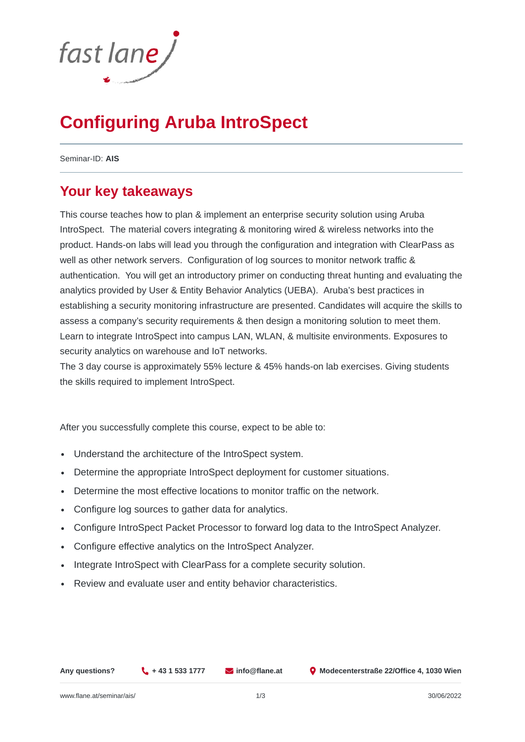# Configuring Aruba IntroSpect

Seminar-ID: **AIS**

## Your key takeaways

This course teaches how to plan & implement an enterprise security solution using Aruba IntroSpect. The material covers integrating & monitoring wired & wireless networks into the product. Hands-on labs will lead you through the configuration and integration with ClearPass as well as other network servers. Configuration of log sources to monitor network traffic & authentication. You will get an introductory primer on conducting threat hunting and evaluating the analytics provided by User & Entity Behavior Analytics (UEBA). Aruba's best practices in establishing a security monitoring infrastructure are presented. Candidates will acquire the skills to assess a company's security requirements & then design a monitoring solution to meet them. Learn to integrate IntroSpect into campus LAN, WLAN, & multisite environments. Exposures to security analytics on warehouse and IoT networks.
The 3 day course is approximately 55% lecture & 45% hands-on lab exercises. Giving students the skills required to implement IntroSpect.

After you successfully complete this course, expect to be able to:

- Understand the architecture of the IntroSpect system.
- Determine the appropriate IntroSpect deployment for customer situations.
- Determine the most effective locations to monitor traffic on the network.
- Configure log sources to gather data for analytics.
- Configure IntroSpect Packet Processor to forward log data to the IntroSpect Analyzer.
- Configure effective analytics on the IntroSpect Analyzer.
- Integrate IntroSpect with ClearPass for a complete security solution.
- Review and evaluate user and entity behavior characteristics.

**Any questions?** **+ 43 1 533 1777** **info@flane.at** **Modecenterstraße 22/Office 4, 1030 Wien**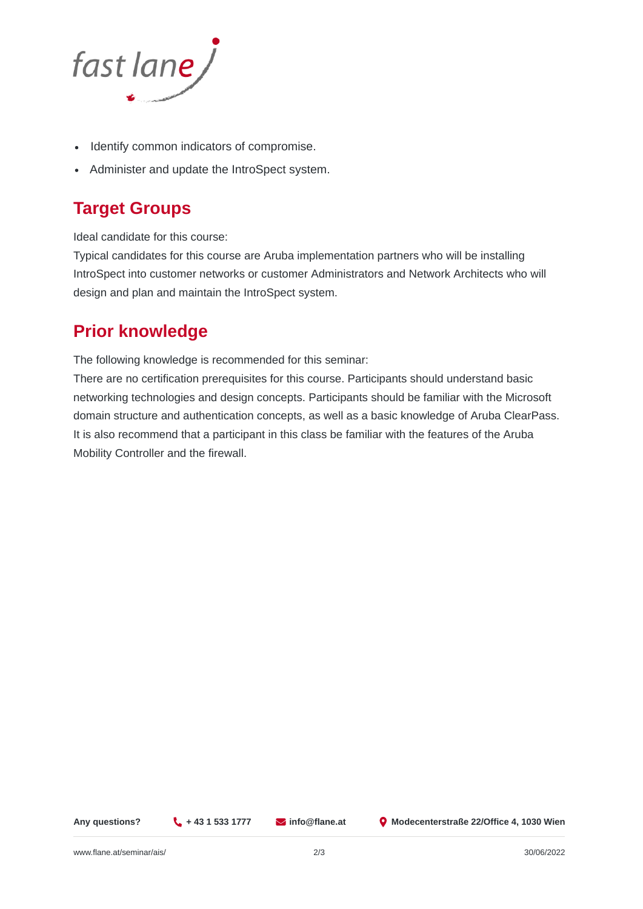- Identify common indicators of compromise.
- Administer and update the IntroSpect system.

## Target Groups

Ideal candidate for this course:
Typical candidates for this course are Aruba implementation partners who will be installing IntroSpect into customer networks or customer Administrators and Network Architects who will design and plan and maintain the IntroSpect system.

## Prior knowledge

The following knowledge is recommended for this seminar:
There are no certification prerequisites for this course. Participants should understand basic networking technologies and design concepts. Participants should be familiar with the Microsoft domain structure and authentication concepts, as well as a basic knowledge of Aruba ClearPass. It is also recommend that a participant in this class be familiar with the features of the Aruba Mobility Controller and the firewall.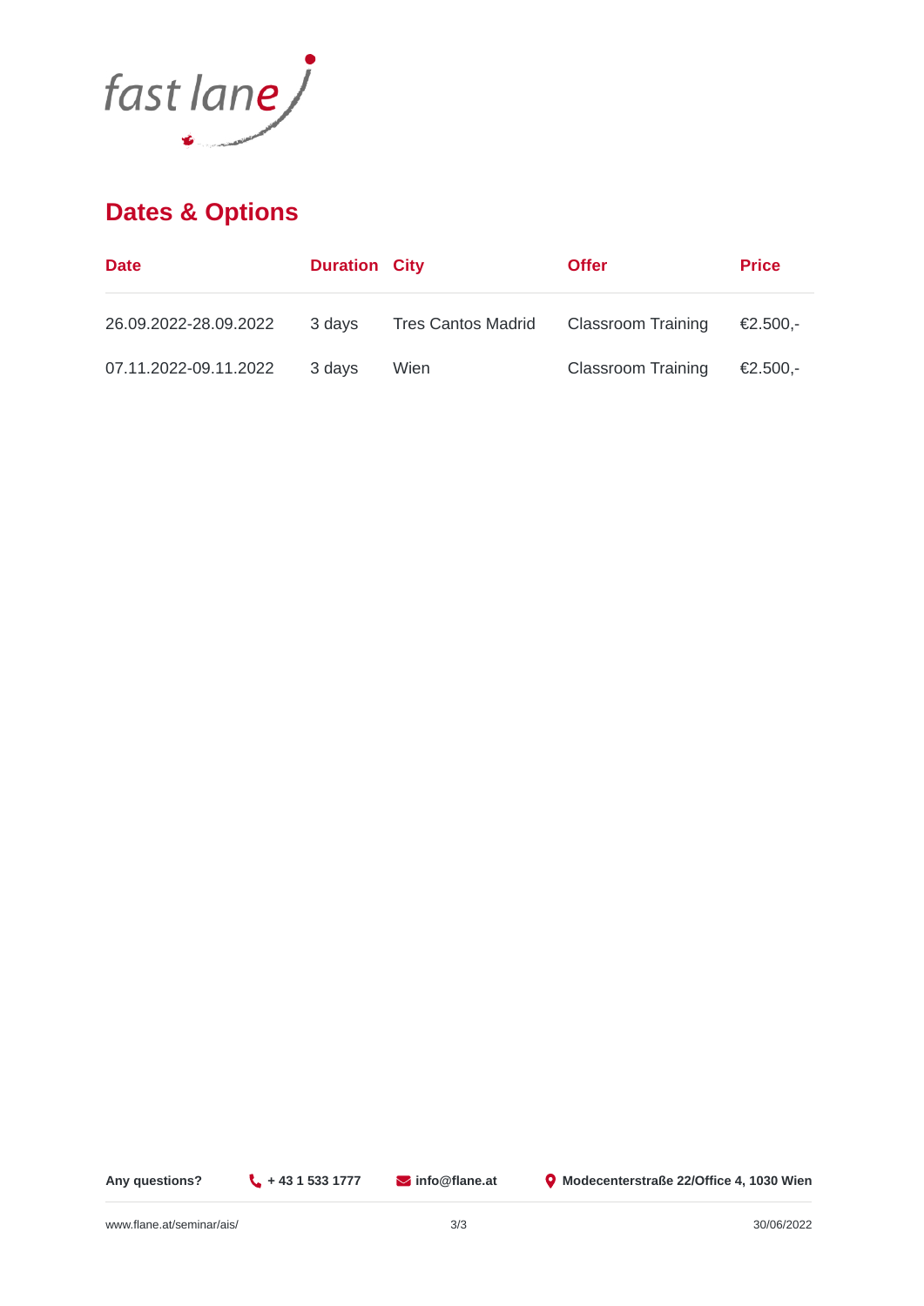## Dates & Options

| Date | Duration | City | Offer | Price |
|---|---|---|---|---|
| 26.09.2022-28.09.2022 | 3 days | Tres Cantos Madrid | Classroom Training | €2.500,- |
| 07.11.2022-09.11.2022 | 3 days | Wien | Classroom Training | €2.500,- |

**Any questions?** **+ 43 1 533 1777** **info@flane.at** **Modecenterstraße 22/Office 4, 1030 Wien**

www.flane.at/seminar/ais/

30/06/2022